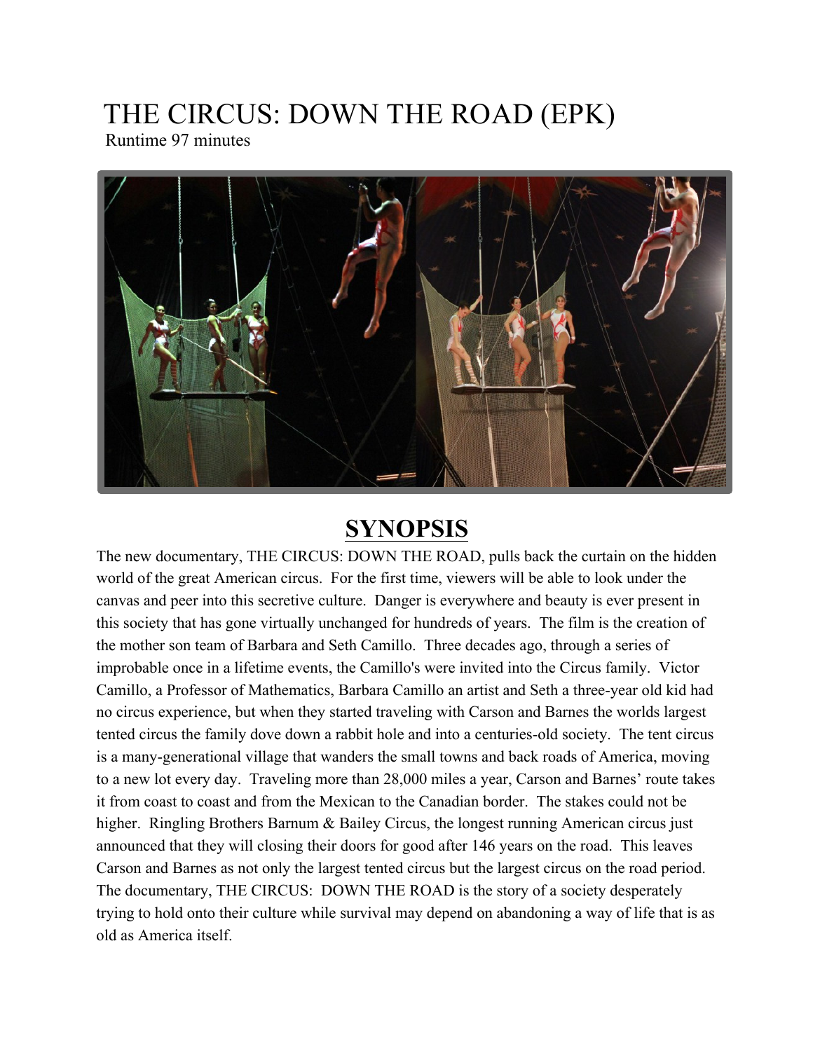# THE CIRCUS: DOWN THE ROAD (EPK)

Runtime 97 minutes

## SYNOPSIS

The new documentary, THE CIRCUS: DOWN THE ROAD, pulls back the curtain on the hidden world of the great American circus. For the first time, viewers will be able to look under the canvas and peer into this secretive culture. Danger is everywhere and beauty is ever present in this society that has gone virtually unchanged for hundreds of years. The film is the creation of the mother son team of Barbara and Seth Camillo. Three decades ago, through a series of improbable once in a lifetime events, the Camillo's were invited into the Circus family. Victor Camillo, a Professor of Mathematics, Barbara Camillo an artist and Seth a three-year old kid had no circus experience, but when they started traveling with Carson and Barnes the worlds largest tented circus the family dove down a rabbit hole and into a centuries-old society. The tent circus is a many-generational village that wanders the small towns and back roads of America, moving to a new lot every day. Traveling more than 28,000 miles a year, Carson and Barnes' route takes it from coast to coast and from the Mexican to the Canadian border. The stakes could not be higher. Ringling Brothers Barnum & Bailey Circus, the longest running American circus just announced that they will closing their doors for good after 146 years on the road. This leaves Carson and Barnes as not only the largest tented circus but the largest circus on the road period. The documentary, THE CIRCUS: DOWN THE ROAD is the story of a society desperately trying to hold onto their culture while survival may depend on abandoning a way of life that is as old as America itself.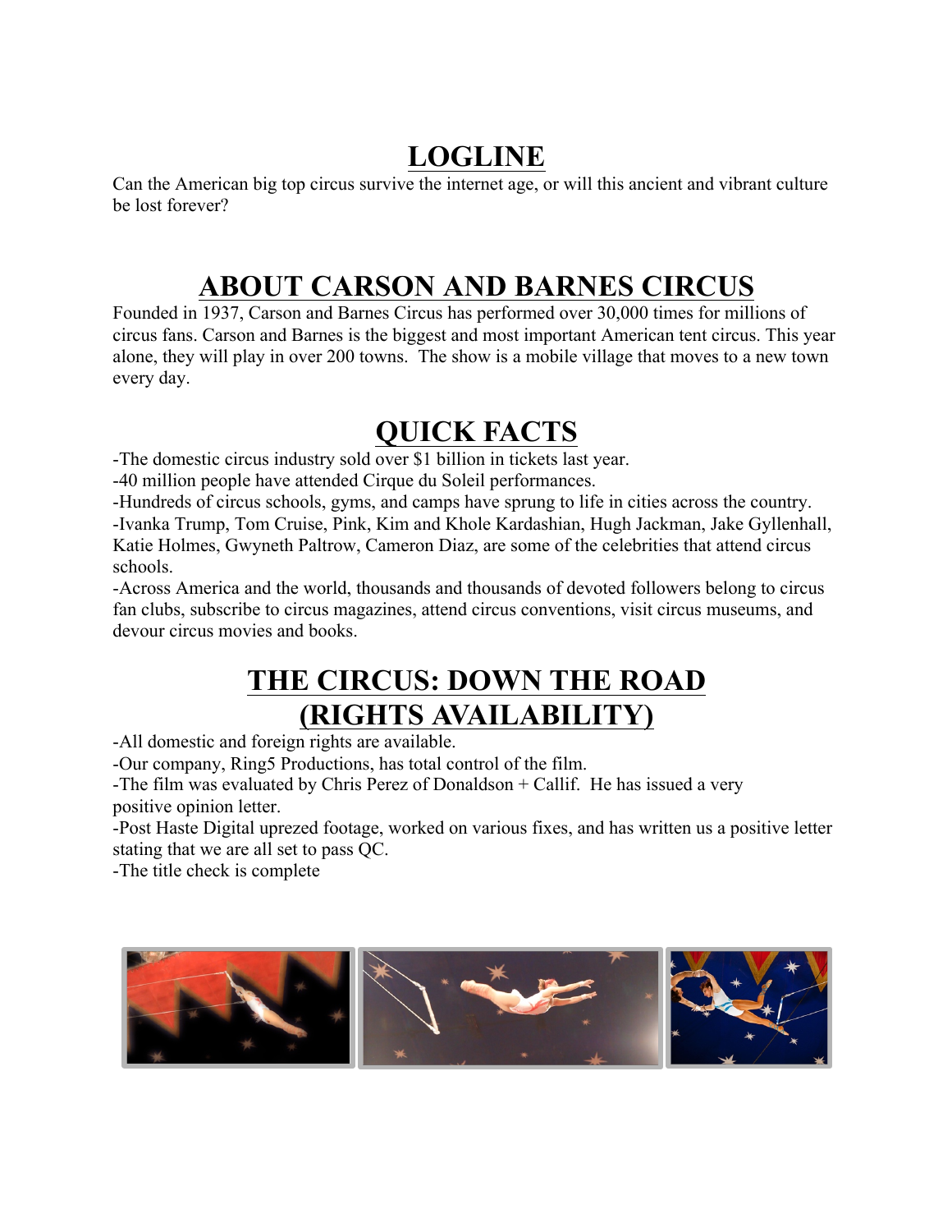# LOGLINE

Can the American big top circus survive the internet age, or will this ancient and vibrant culture be lost forever?

# ABOUT CARSON AND BARNES CIRCUS

Founded in 1937, Carson and Barnes Circus has performed over 30,000 times for millions of circus fans. Carson and Barnes is the biggest and most important American tent circus. This year alone, they will play in over 200 towns. The show is a mobile village that moves to a new town every day.

# QUICK FACTS

-The domestic circus industry sold over $1 billion in tickets last year.
-40 million people have attended Cirque du Soleil performances.
-Hundreds of circus schools, gyms, and camps have sprung to life in cities across the country.
-Ivanka Trump, Tom Cruise, Pink, Kim and Khole Kardashian, Hugh Jackman, Jake Gyllenhall, Katie Holmes, Gwyneth Paltrow, Cameron Diaz, are some of the celebrities that attend circus schools.
-Across America and the world, thousands and thousands of devoted followers belong to circus fan clubs, subscribe to circus magazines, attend circus conventions, visit circus museums, and devour circus movies and books.

# THE CIRCUS: DOWN THE ROAD (RIGHTS AVAILABILITY)

-All domestic and foreign rights are available.
-Our company, Ring5 Productions, has total control of the film.
-The film was evaluated by Chris Perez of Donaldson + Callif. He has issued a very positive opinion letter.
-Post Haste Digital uprezed footage, worked on various fixes, and has written us a positive letter stating that we are all set to pass QC.
-The title check is complete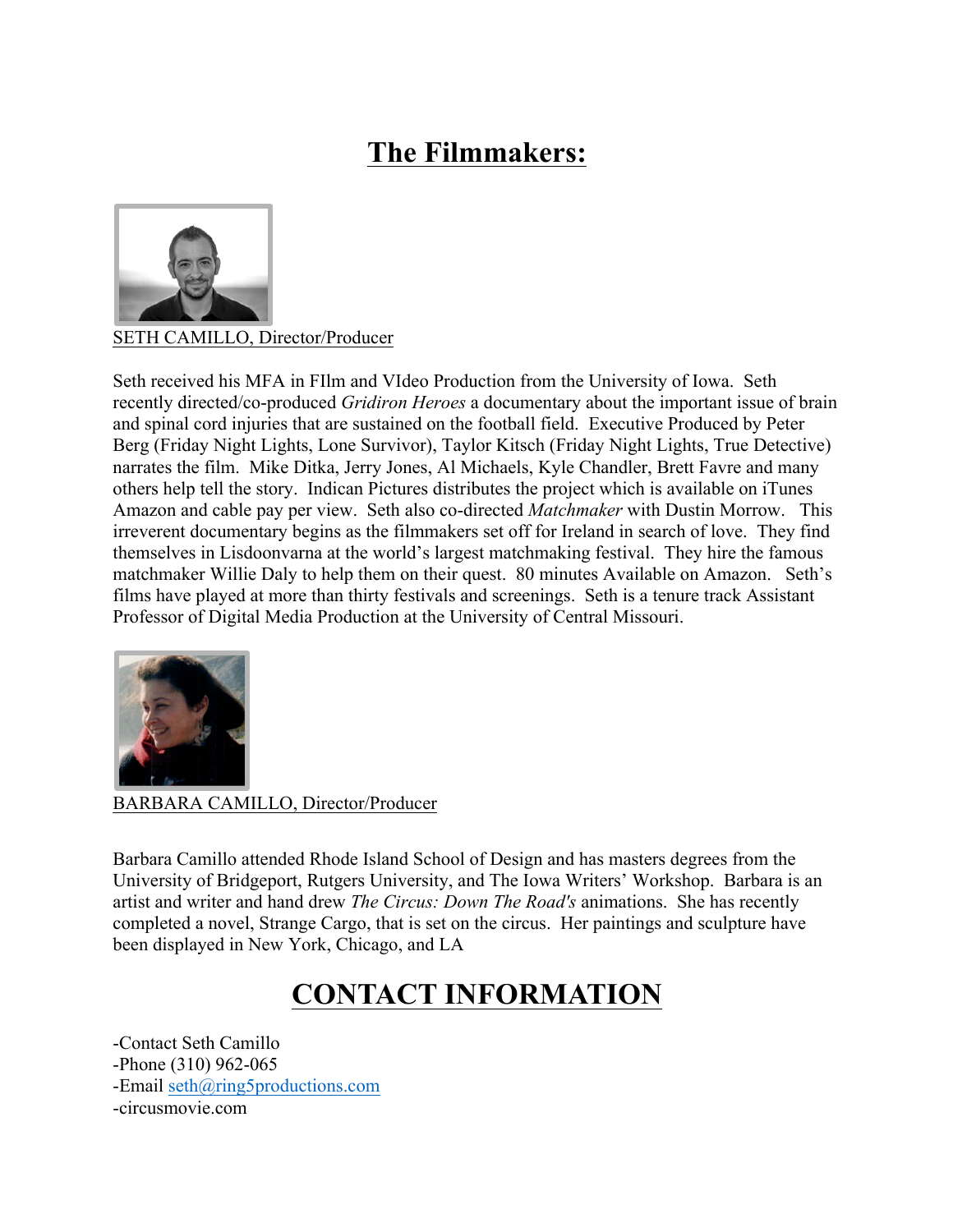# The Filmmakers:

SETH CAMILLO, Director/Producer

Seth received his MFA in FIlm and VIdeo Production from the University of Iowa. Seth recently directed/co-produced *Gridiron Heroes* a documentary about the important issue of brain and spinal cord injuries that are sustained on the football field. Executive Produced by Peter Berg (Friday Night Lights, Lone Survivor), Taylor Kitsch (Friday Night Lights, True Detective) narrates the film. Mike Ditka, Jerry Jones, Al Michaels, Kyle Chandler, Brett Favre and many others help tell the story. Indican Pictures distributes the project which is available on iTunes Amazon and cable pay per view. Seth also co-directed *Matchmaker* with Dustin Morrow. This irreverent documentary begins as the filmmakers set off for Ireland in search of love. They find themselves in Lisdoonvarna at the world's largest matchmaking festival. They hire the famous matchmaker Willie Daly to help them on their quest. 80 minutes Available on Amazon. Seth's films have played at more than thirty festivals and screenings. Seth is a tenure track Assistant Professor of Digital Media Production at the University of Central Missouri.

BARBARA CAMILLO, Director/Producer

Barbara Camillo attended Rhode Island School of Design and has masters degrees from the University of Bridgeport, Rutgers University, and The Iowa Writers' Workshop. Barbara is an artist and writer and hand drew *The Circus: Down The Road's* animations. She has recently completed a novel, Strange Cargo, that is set on the circus. Her paintings and sculpture have been displayed in New York, Chicago, and LA

# CONTACT INFORMATION

-Contact Seth Camillo
-Phone (310) 962-065
-Email seth@ring5productions.com
-circusmovie.com